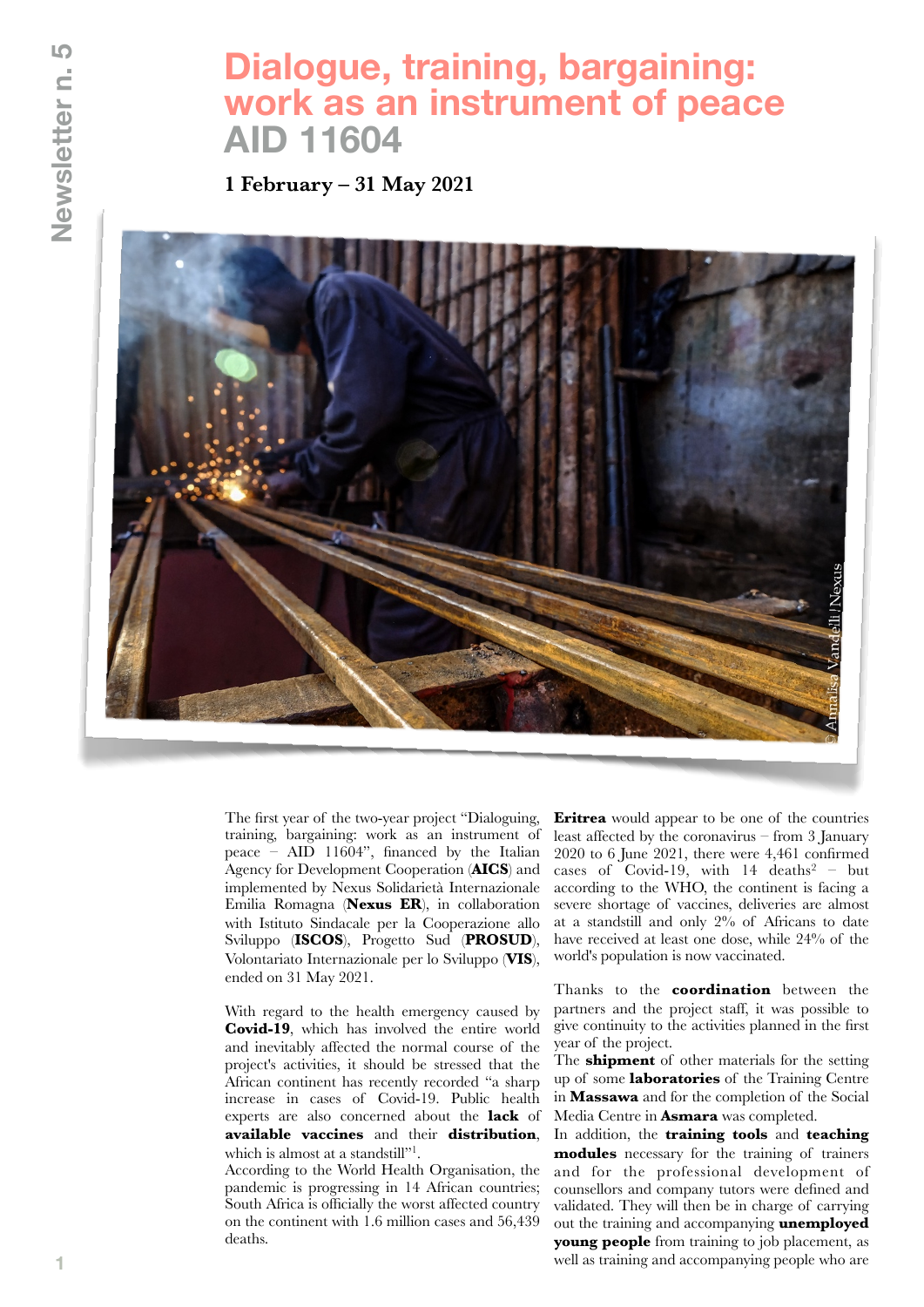# Dialogue, training, bargaining: work as an instrument of peace AID 11604

**1 February – 31 May 2021**

© Annalisa Vandelli | Nexus

The first year of the two-year project "Dialoguing, training, bargaining: work as an instrument of peace – AID 11604", financed by the Italian Agency for Development Cooperation (**AICS**) and implemented by Nexus Solidarietà Internazionale Emilia Romagna (**Nexus ER**), in collaboration with Istituto Sindacale per la Cooperazione allo Sviluppo (**ISCOS**), Progetto Sud (**PROSUD**), Volontariato Internazionale per lo Sviluppo (**VIS**), ended on 31 May 2021.

With regard to the health emergency caused by **Covid-19**, which has involved the entire world and inevitably affected the normal course of the project's activities, it should be stressed that the African continent has recently recorded "a sharp increase in cases of Covid-19. Public health experts are also concerned about the **lack** of **available vaccines** and their **distribution**, which is almost at a standstill"[1].

According to the World Health Organisation, the pandemic is progressing in 14 African countries; South Africa is officially the worst affected country on the continent with 1.6 million cases and 56,439 deaths.

**Eritrea** would appear to be one of the countries least affected by the coronavirus – from 3 January 2020 to 6 June 2021, there were 4,461 confirmed cases of Covid-19, with 14 deaths[2] – but according to the WHO, the continent is facing a severe shortage of vaccines, deliveries are almost at a standstill and only 2% of Africans to date have received at least one dose, while 24% of the world's population is now vaccinated.

Thanks to the **coordination** between the partners and the project staff, it was possible to give continuity to the activities planned in the first year of the project.

The **shipment** of other materials for the setting up of some **laboratories** of the Training Centre in **Massawa** and for the completion of the Social Media Centre in **Asmara** was completed.

In addition, the **training tools** and **teaching modules** necessary for the training of trainers and for the professional development of counsellors and company tutors were defined and validated. They will then be in charge of carrying out the training and accompanying **unemployed young people** from training to job placement, as well as training and accompanying people who are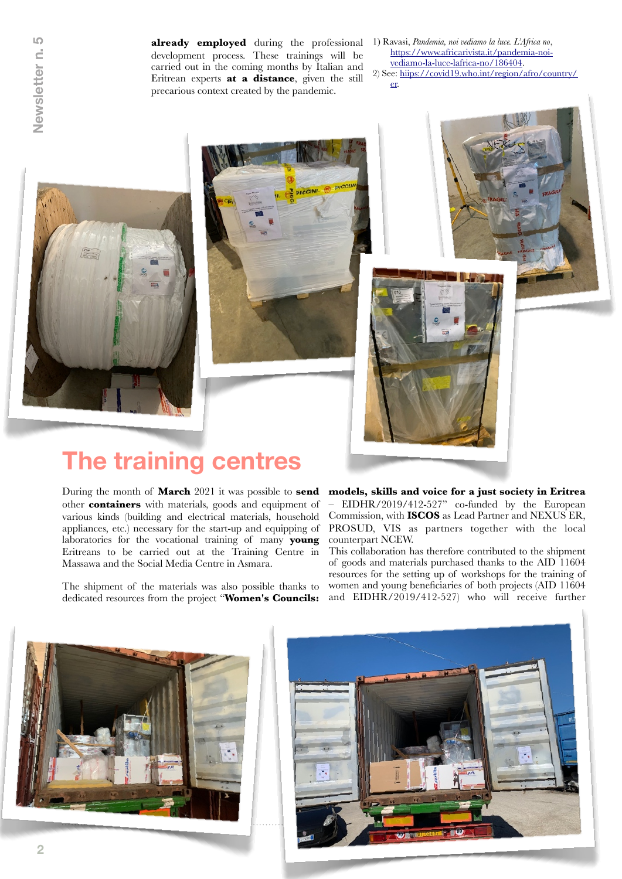**already employed** during the professional development process. These trainings will be carried out in the coming months by Italian and Eritrean experts **at a distance**, given the still precarious context created by the pandemic.

1) Ravasi, *Pandemia, noi vediamo la luce. L'Africa no*, https://www.africarivista.it/pandemia-noi-vediamo-la-luce-lafrica-no/186404.
2) See: hiips://covid19.who.int/region/afro/country/er.

# The training centres

During the month of **March** 2021 it was possible to **send** other **containers** with materials, goods and equipment of various kinds (building and electrical materials, household appliances, etc.) necessary for the start-up and equipping of laboratories for the vocational training of many **young** Eritreans to be carried out at the Training Centre in Massawa and the Social Media Centre in Asmara.

The shipment of the materials was also possible thanks to dedicated resources from the project "**Women's Councils: models, skills and voice for a just society in Eritrea** – EIDHR/2019/412-527" co-funded by the European Commission, with **ISCOS** as Lead Partner and NEXUS ER, PROSUD, VIS as partners together with the local counterpart NCEW.
This collaboration has therefore contributed to the shipment of goods and materials purchased thanks to the AID 11604 resources for the setting up of workshops for the training of women and young beneficiaries of both projects (AID 11604 and EIDHR/2019/412-527) who will receive further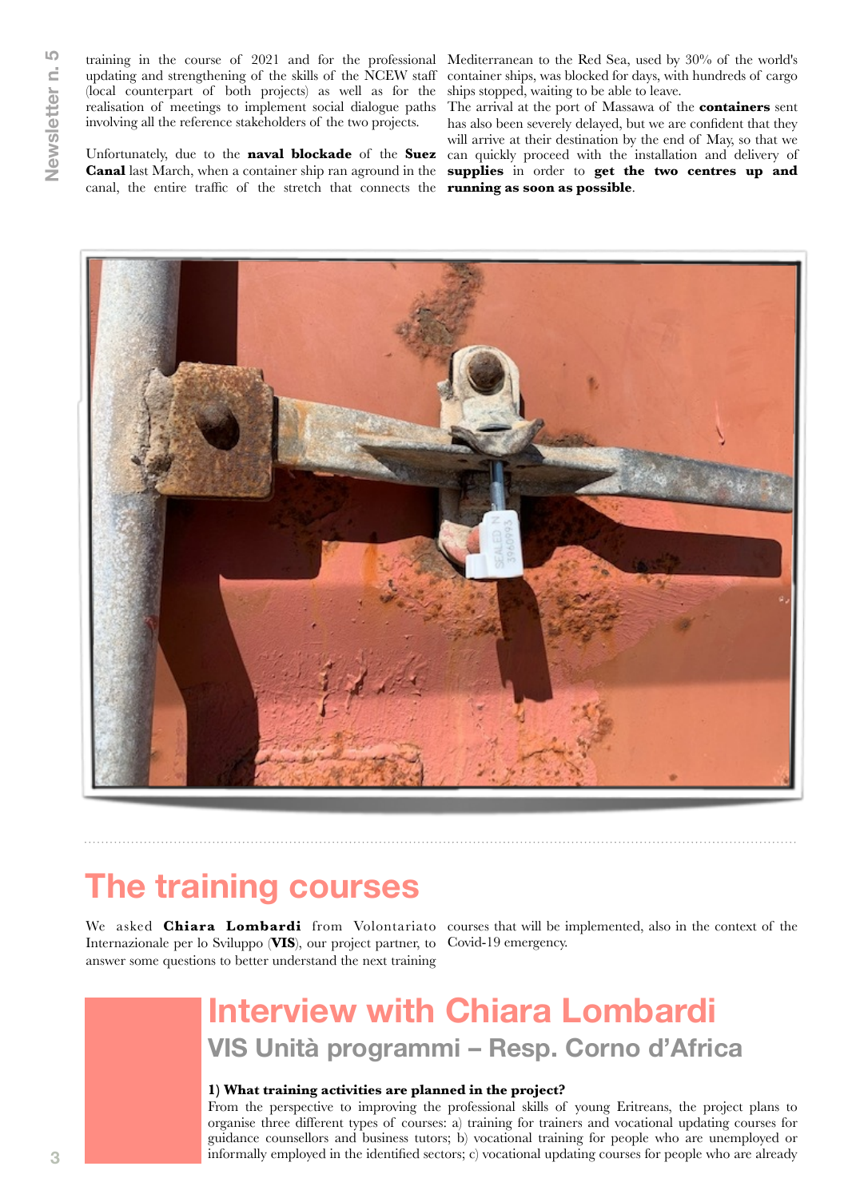training in the course of 2021 and for the professional updating and strengthening of the skills of the NCEW staff (local counterpart of both projects) as well as for the realisation of meetings to implement social dialogue paths involving all the reference stakeholders of the two projects.

Unfortunately, due to the **naval blockade** of the **Suez Canal** last March, when a container ship ran aground in the canal, the entire traffic of the stretch that connects the Mediterranean to the Red Sea, used by 30% of the world's container ships, was blocked for days, with hundreds of cargo ships stopped, waiting to be able to leave.

The arrival at the port of Massawa of the **containers** sent has also been severely delayed, but we are confident that they will arrive at their destination by the end of May, so that we can quickly proceed with the installation and delivery of **supplies** in order to **get the two centres up and running as soon as possible**.

# The training courses

We asked **Chiara Lombardi** from Volontariato Internazionale per lo Sviluppo (**VIS**), our project partner, to answer some questions to better understand the next training courses that will be implemented, also in the context of the Covid-19 emergency.

## Interview with Chiara Lombardi

### VIS Unità programmi – Resp. Corno d'Africa

**1) What training activities are planned in the project?**

From the perspective to improving the professional skills of young Eritreans, the project plans to organise three different types of courses: a) training for trainers and vocational updating courses for guidance counsellors and business tutors; b) vocational training for people who are unemployed or informally employed in the identified sectors; c) vocational updating courses for people who are already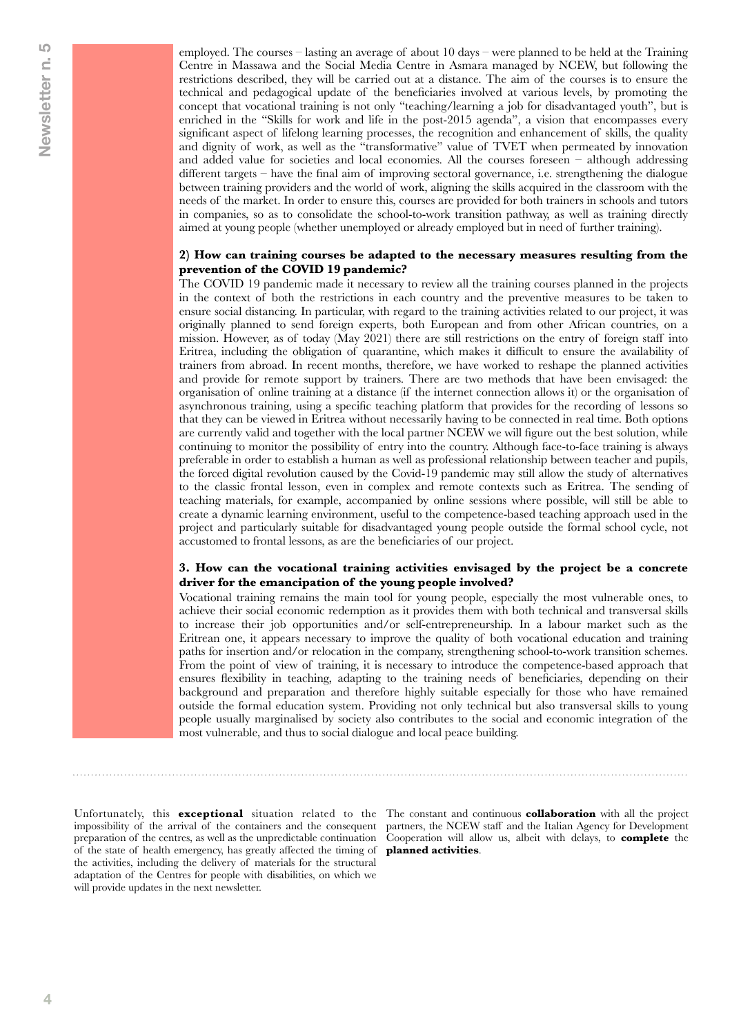employed. The courses – lasting an average of about 10 days – were planned to be held at the Training Centre in Massawa and the Social Media Centre in Asmara managed by NCEW, but following the restrictions described, they will be carried out at a distance. The aim of the courses is to ensure the technical and pedagogical update of the beneficiaries involved at various levels, by promoting the concept that vocational training is not only "teaching/learning a job for disadvantaged youth", but is enriched in the "Skills for work and life in the post-2015 agenda", a vision that encompasses every significant aspect of lifelong learning processes, the recognition and enhancement of skills, the quality and dignity of work, as well as the "transformative" value of TVET when permeated by innovation and added value for societies and local economies. All the courses foreseen – although addressing different targets – have the final aim of improving sectoral governance, i.e. strengthening the dialogue between training providers and the world of work, aligning the skills acquired in the classroom with the needs of the market. In order to ensure this, courses are provided for both trainers in schools and tutors in companies, so as to consolidate the school-to-work transition pathway, as well as training directly aimed at young people (whether unemployed or already employed but in need of further training).

**2) How can training courses be adapted to the necessary measures resulting from the prevention of the COVID 19 pandemic?**

The COVID 19 pandemic made it necessary to review all the training courses planned in the projects in the context of both the restrictions in each country and the preventive measures to be taken to ensure social distancing. In particular, with regard to the training activities related to our project, it was originally planned to send foreign experts, both European and from other African countries, on a mission. However, as of today (May 2021) there are still restrictions on the entry of foreign staff into Eritrea, including the obligation of quarantine, which makes it difficult to ensure the availability of trainers from abroad. In recent months, therefore, we have worked to reshape the planned activities and provide for remote support by trainers. There are two methods that have been envisaged: the organisation of online training at a distance (if the internet connection allows it) or the organisation of asynchronous training, using a specific teaching platform that provides for the recording of lessons so that they can be viewed in Eritrea without necessarily having to be connected in real time. Both options are currently valid and together with the local partner NCEW we will figure out the best solution, while continuing to monitor the possibility of entry into the country. Although face-to-face training is always preferable in order to establish a human as well as professional relationship between teacher and pupils, the forced digital revolution caused by the Covid-19 pandemic may still allow the study of alternatives to the classic frontal lesson, even in complex and remote contexts such as Eritrea. The sending of teaching materials, for example, accompanied by online sessions where possible, will still be able to create a dynamic learning environment, useful to the competence-based teaching approach used in the project and particularly suitable for disadvantaged young people outside the formal school cycle, not accustomed to frontal lessons, as are the beneficiaries of our project.

**3. How can the vocational training activities envisaged by the project be a concrete driver for the emancipation of the young people involved?**

Vocational training remains the main tool for young people, especially the most vulnerable ones, to achieve their social economic redemption as it provides them with both technical and transversal skills to increase their job opportunities and/or self-entrepreneurship. In a labour market such as the Eritrean one, it appears necessary to improve the quality of both vocational education and training paths for insertion and/or relocation in the company, strengthening school-to-work transition schemes. From the point of view of training, it is necessary to introduce the competence-based approach that ensures flexibility in teaching, adapting to the training needs of beneficiaries, depending on their background and preparation and therefore highly suitable especially for those who have remained outside the formal education system. Providing not only technical but also transversal skills to young people usually marginalised by society also contributes to the social and economic integration of the most vulnerable, and thus to social dialogue and local peace building.

Unfortunately, this **exceptional** situation related to the impossibility of the arrival of the containers and the consequent preparation of the centres, as well as the unpredictable continuation of the state of health emergency, has greatly affected the timing of the activities, including the delivery of materials for the structural adaptation of the Centres for people with disabilities, on which we will provide updates in the next newsletter.

The constant and continuous **collaboration** with all the project partners, the NCEW staff and the Italian Agency for Development Cooperation will allow us, albeit with delays, to **complete** the **planned activities**.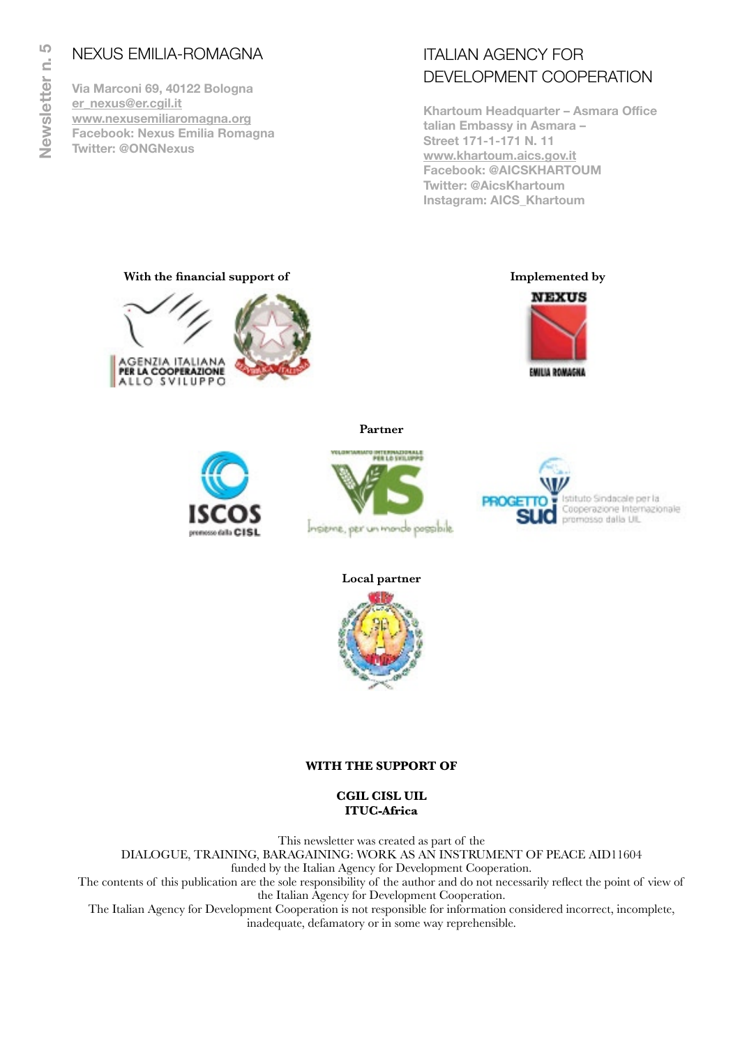## NEXUS EMILIA-ROMAGNA

**Via Marconi 69, 40122 Bologna**
**er_nexus@er.cgil.it**
**www.nexusemiliaromagna.org**
**Facebook: Nexus Emilia Romagna**
**Twitter: @ONGNexus**

## ITALIAN AGENCY FOR DEVELOPMENT COOPERATION

**Khartoum Headquarter – Asmara Office**
**talian Embassy in Asmara –**
**Street 171-1-171 N. 11**
**www.khartoum.aics.gov.it**
**Facebook: @AICSKHARTOUM**
**Twitter: @AicsKhartoum**
**Instagram: AICS_Khartoum**

**With the financial support of**

AGENZIA ITALIANA PER LA COOPERAZIONE ALLO SVILUPPO

**Implemented by**

NEXUS EMILIA ROMAGNA

**Partner**

ISCOS promosso dalla CISL

VIS Volontariato Internazionale per lo Sviluppo – Insieme, per un mondo possibile

PROGETTO SUD Istituto Sindacale per la Cooperazione Internazionale promosso dalla UIL

**Local partner**

**WITH THE SUPPORT OF**

**CGIL CISL UIL**
**ITUC-Africa**

This newsletter was created as part of the
DIALOGUE, TRAINING, BARAGAINING: WORK AS AN INSTRUMENT OF PEACE AID11604
funded by the Italian Agency for Development Cooperation.
The contents of this publication are the sole responsibility of the author and do not necessarily reflect the point of view of the Italian Agency for Development Cooperation.
The Italian Agency for Development Cooperation is not responsible for information considered incorrect, incomplete, inadequate, defamatory or in some way reprehensible.